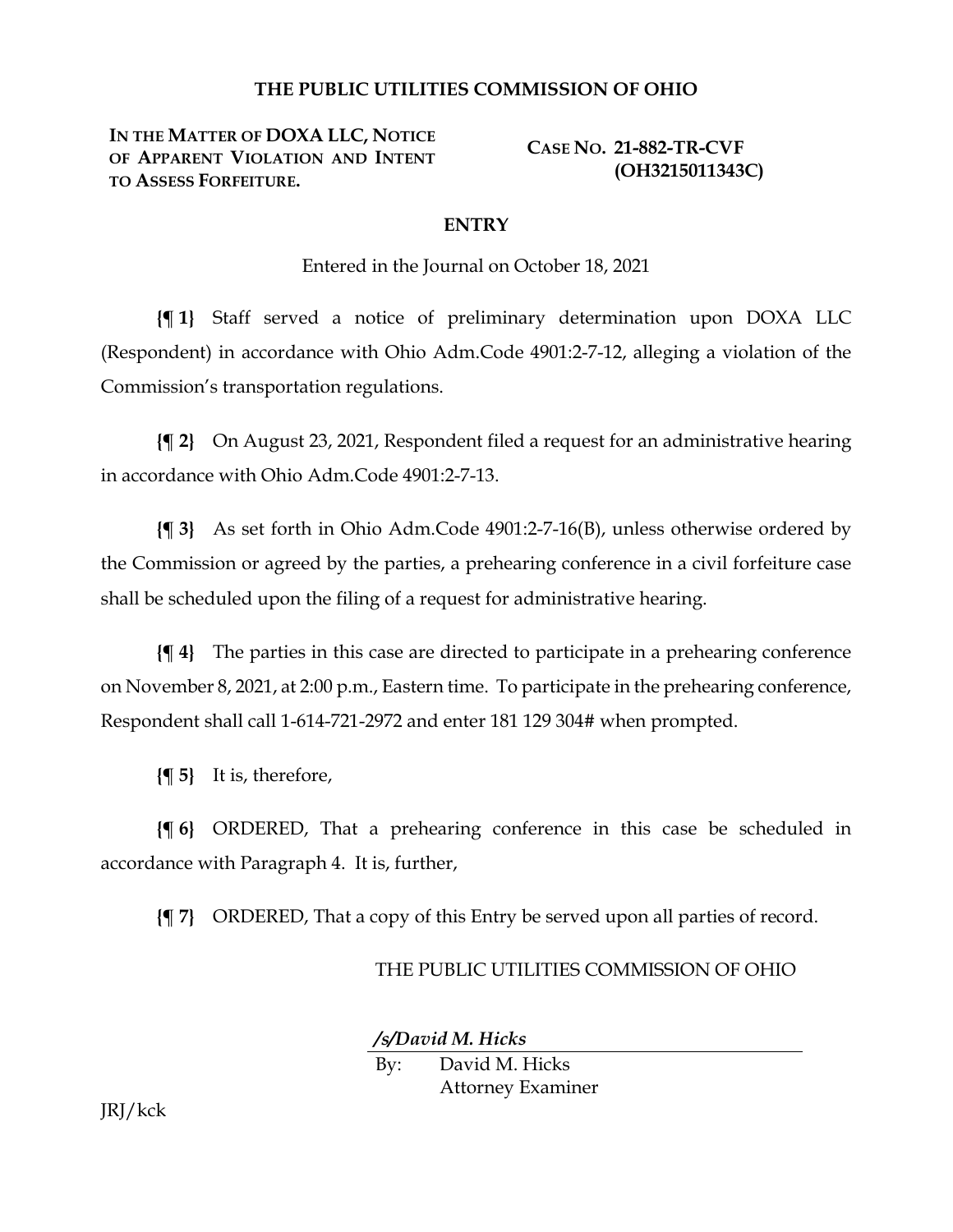# THE PUBLIC UTILITIES COMMISSION OF OHIO

**IN THE MATTER OF DOXA LLC, NOTICE OF APPARENT VIOLATION AND INTENT TO ASSESS FORFEITURE.**

**CASE NO. 21-882-TR-CVF (OH3215011343C)**

## ENTRY

Entered in the Journal on October 18, 2021

**{¶ 1}** Staff served a notice of preliminary determination upon DOXA LLC (Respondent) in accordance with Ohio Adm.Code 4901:2-7-12, alleging a violation of the Commission's transportation regulations.

**{¶ 2}** On August 23, 2021, Respondent filed a request for an administrative hearing in accordance with Ohio Adm.Code 4901:2-7-13.

**{¶ 3}** As set forth in Ohio Adm.Code 4901:2-7-16(B), unless otherwise ordered by the Commission or agreed by the parties, a prehearing conference in a civil forfeiture case shall be scheduled upon the filing of a request for administrative hearing.

**{¶ 4}** The parties in this case are directed to participate in a prehearing conference on November 8, 2021, at 2:00 p.m., Eastern time. To participate in the prehearing conference, Respondent shall call 1-614-721-2972 and enter 181 129 304# when prompted.

**{¶ 5}** It is, therefore,

**{¶ 6}** ORDERED, That a prehearing conference in this case be scheduled in accordance with Paragraph 4. It is, further,

**{¶ 7}** ORDERED, That a copy of this Entry be served upon all parties of record.

THE PUBLIC UTILITIES COMMISSION OF OHIO

***/s/David M. Hicks***

By: David M. Hicks
Attorney Examiner

JRJ/kck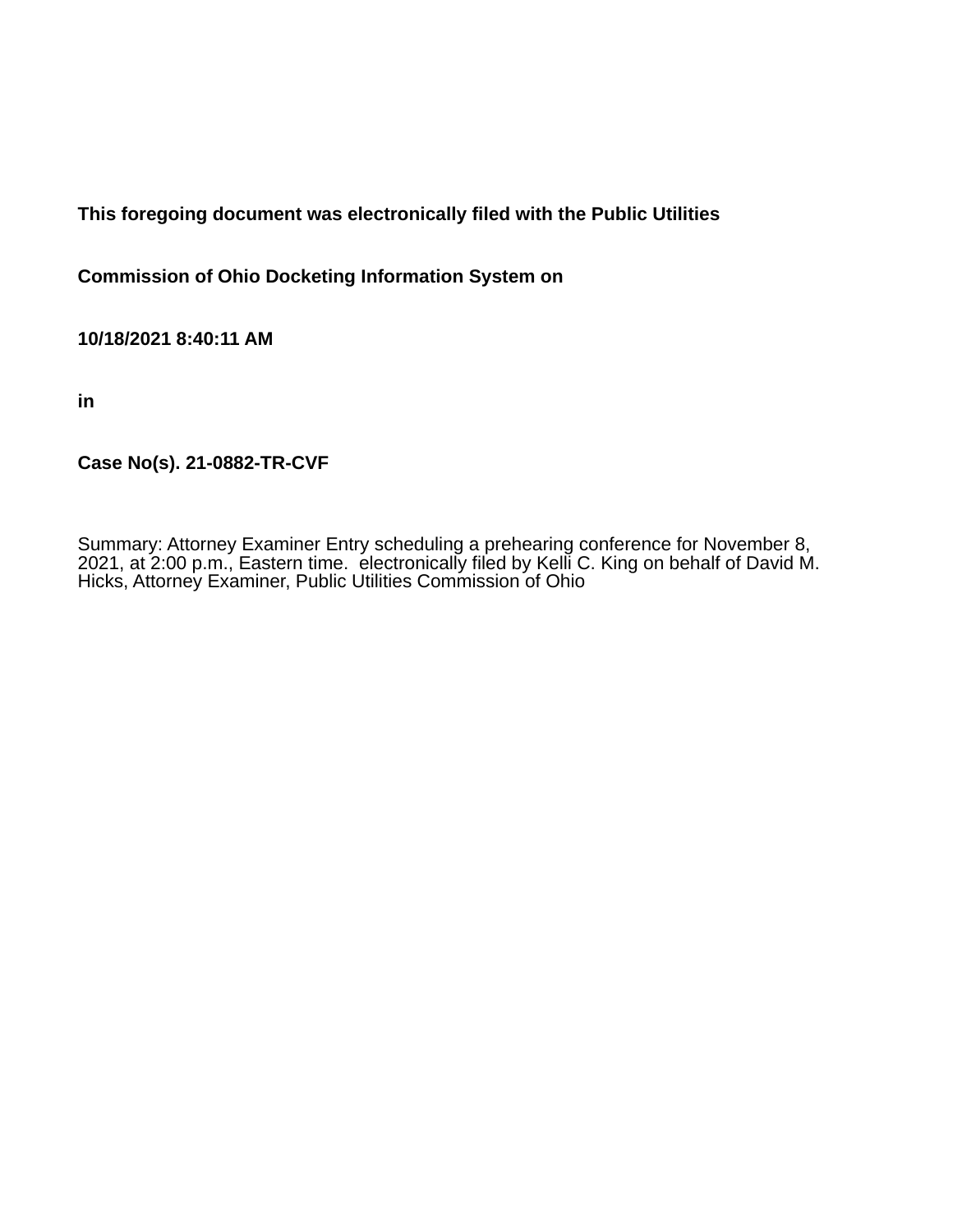**This foregoing document was electronically filed with the Public Utilities**

**Commission of Ohio Docketing Information System on**

**10/18/2021 8:40:11 AM**

**in**

**Case No(s). 21-0882-TR-CVF**

Summary: Attorney Examiner Entry scheduling a prehearing conference for November 8, 2021, at 2:00 p.m., Eastern time. electronically filed by Kelli C. King on behalf of David M. Hicks, Attorney Examiner, Public Utilities Commission of Ohio